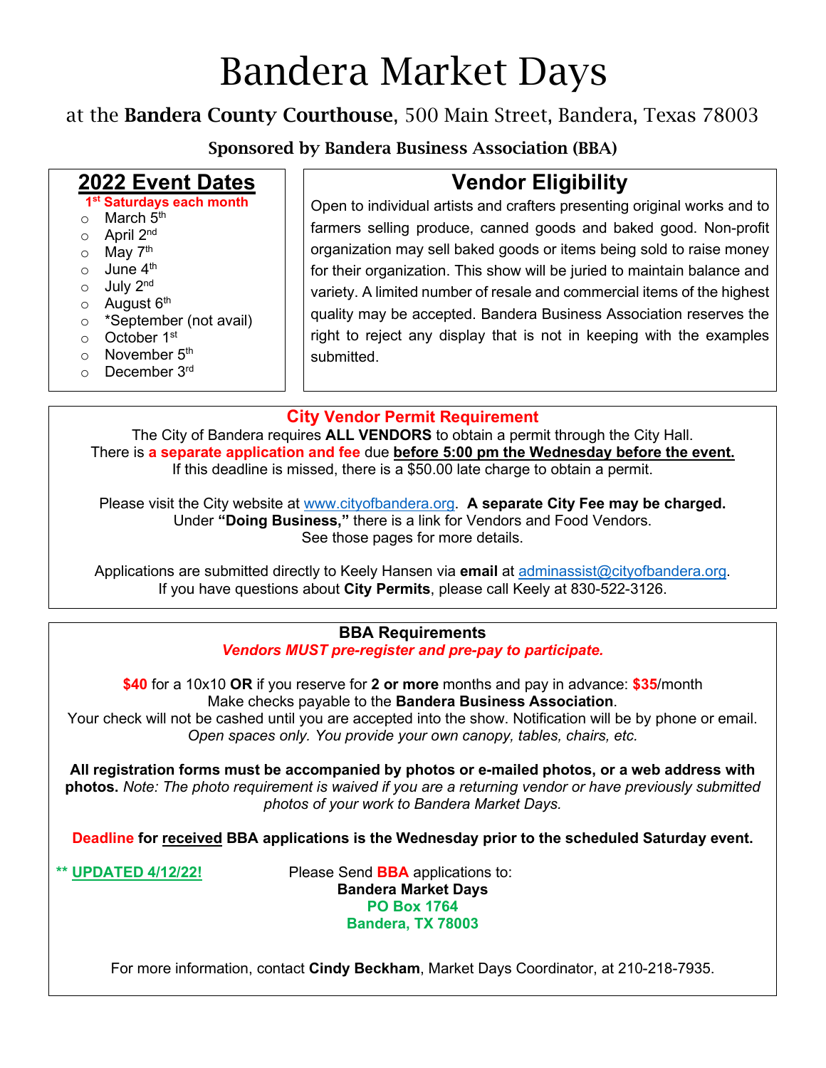# Bandera Market Days

at the **Bandera County Courthouse**, 500 Main Street, Bandera, Texas 78003

**Sponsored by Bandera Business Association (BBA)**

## 2022 Event Dates

**1st Saturdays each month**

- March 5th
- April 2nd
- May 7th
- June 4th
- July 2nd
- August 6th
- *September (not avail)
- October 1st
- November 5th
- December 3rd

## Vendor Eligibility

Open to individual artists and crafters presenting original works and to farmers selling produce, canned goods and baked good. Non-profit organization may sell baked goods or items being sold to raise money for their organization. This show will be juried to maintain balance and variety. A limited number of resale and commercial items of the highest quality may be accepted. Bandera Business Association reserves the right to reject any display that is not in keeping with the examples submitted.

## City Vendor Permit Requirement

The City of Bandera requires **ALL VENDORS** to obtain a permit through the City Hall.
There is **a separate application and fee** due **before 5:00 pm the Wednesday before the event.**
If this deadline is missed, there is a $50.00 late charge to obtain a permit.

Please visit the City website at www.cityofbandera.org. **A separate City Fee may be charged.**
Under **"Doing Business,"** there is a link for Vendors and Food Vendors.
See those pages for more details.

Applications are submitted directly to Keely Hansen via **email** at adminassist@cityofbandera.org.
If you have questions about **City Permits**, please call Keely at 830-522-3126.

## BBA Requirements

***Vendors MUST pre-register and pre-pay to participate.***

**$40** for a 10x10 **OR** if you reserve for **2 or more** months and pay in advance: **$35**/month
Make checks payable to the **Bandera Business Association**.
Your check will not be cashed until you are accepted into the show. Notification will be by phone or email.
*Open spaces only. You provide your own canopy, tables, chairs, etc.*

**All registration forms must be accompanied by photos or e-mailed photos, or a web address with photos.** *Note: The photo requirement is waived if you are a returning vendor or have previously submitted photos of your work to Bandera Market Days.*

**Deadline for received BBA applications is the Wednesday prior to the scheduled Saturday event.**

**\*\* UPDATED 4/12/22!**

Please Send **BBA** applications to:
**Bandera Market Days**
**PO Box 1764**
**Bandera, TX 78003**

For more information, contact **Cindy Beckham**, Market Days Coordinator, at 210-218-7935.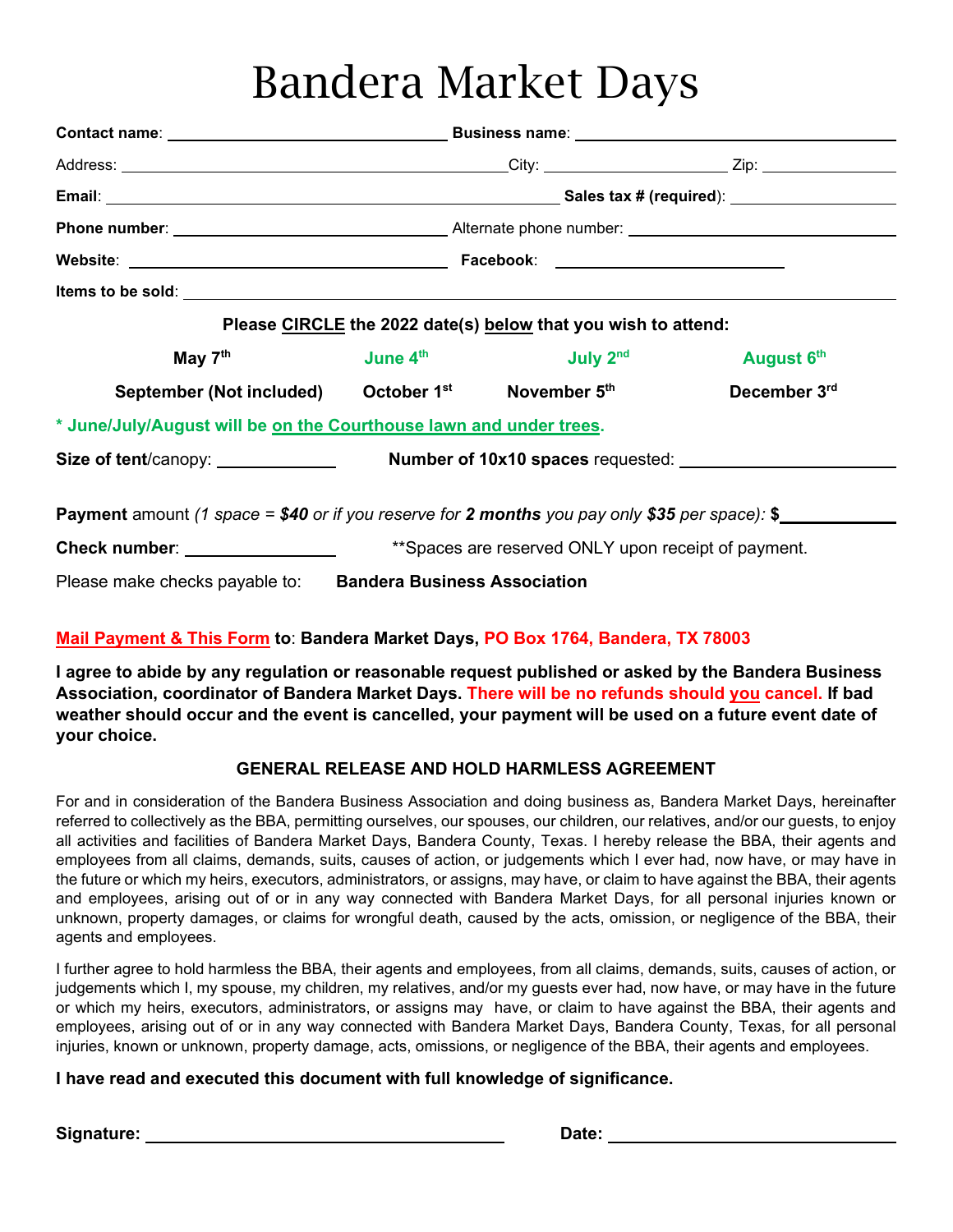# Bandera Market Days

**Contact name**: ______________________ **Business name**: ______________________

Address: ______________________ City: ______________ Zip: ____________

**Email**: ______________________ **Sales tax # (required)**: ______________

**Phone number**: ______________________ Alternate phone number: ______________________

**Website**: ______________________ **Facebook**: ______________________

**Items to be sold**: ______________________________________________

**Please CIRCLE the 2022 date(s) below that you wish to attend:**

| | | | |
|---|---|---|---|
| **May 7th** | **June 4th** | **July 2nd** | **August 6th** |
| **September (Not included)** | **October 1st** | **November 5th** | **December 3rd** |

**\* June/July/August will be on the Courthouse lawn and under trees.**

**Size of tent**/canopy: ____________ **Number of 10x10 spaces** requested: ______________________

**Payment** amount *(1 space = **$40** or if you reserve for **2 months** you pay only **$35** per space)*: **$**____________

**Check number**: ______________ **Spaces are reserved ONLY upon receipt of payment.

Please make checks payable to: **Bandera Business Association**

**Mail Payment & This Form to: Bandera Market Days, PO Box 1764, Bandera, TX 78003**

**I agree to abide by any regulation or reasonable request published or asked by the Bandera Business Association, coordinator of Bandera Market Days. There will be no refunds should you cancel. If bad weather should occur and the event is cancelled, your payment will be used on a future event date of your choice.**

## GENERAL RELEASE AND HOLD HARMLESS AGREEMENT

For and in consideration of the Bandera Business Association and doing business as, Bandera Market Days, hereinafter referred to collectively as the BBA, permitting ourselves, our spouses, our children, our relatives, and/or our guests, to enjoy all activities and facilities of Bandera Market Days, Bandera County, Texas. I hereby release the BBA, their agents and employees from all claims, demands, suits, causes of action, or judgements which I ever had, now have, or may have in the future or which my heirs, executors, administrators, or assigns, may have, or claim to have against the BBA, their agents and employees, arising out of or in any way connected with Bandera Market Days, for all personal injuries known or unknown, property damages, or claims for wrongful death, caused by the acts, omission, or negligence of the BBA, their agents and employees.

I further agree to hold harmless the BBA, their agents and employees, from all claims, demands, suits, causes of action, or judgements which I, my spouse, my children, my relatives, and/or my guests ever had, now have, or may have in the future or which my heirs, executors, administrators, or assigns may have, or claim to have against the BBA, their agents and employees, arising out of or in any way connected with Bandera Market Days, Bandera County, Texas, for all personal injuries, known or unknown, property damage, acts, omissions, or negligence of the BBA, their agents and employees.

**I have read and executed this document with full knowledge of significance.**

**Signature:** ______________________ **Date:** ______________________